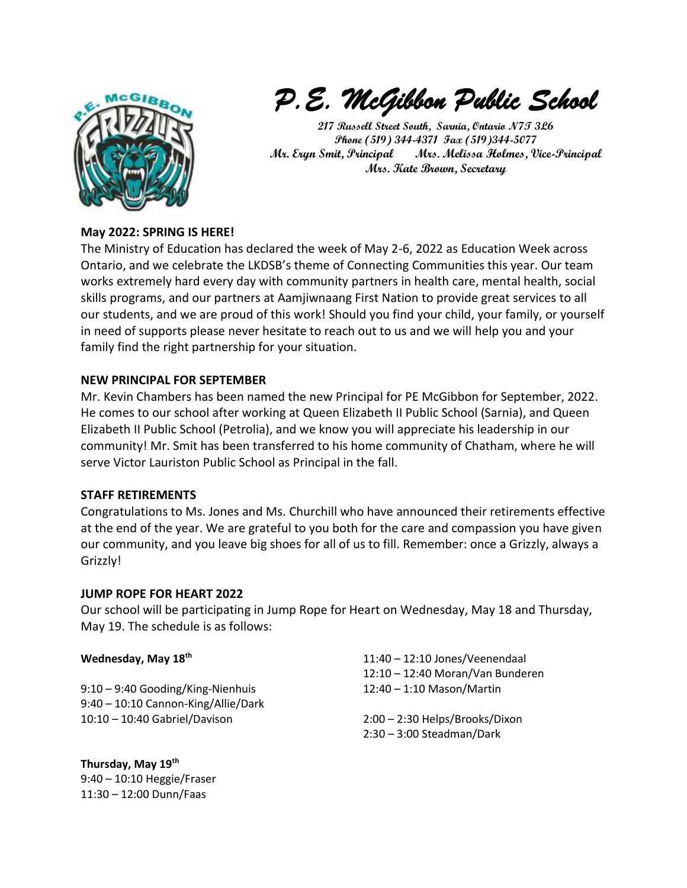# P.E. McGibbon Public School

**217 Russell Street South, Sarnia, Ontario N7T 3L6**
**Phone (519) 344-4371 Fax (519)344-5077**
**Mr. Eryn Smit, Principal Mrs. Melissa Holmes, Vice-Principal**
**Mrs. Kate Brown, Secretary**

**May 2022: SPRING IS HERE!**

The Ministry of Education has declared the week of May 2-6, 2022 as Education Week across Ontario, and we celebrate the LKDSB's theme of Connecting Communities this year. Our team works extremely hard every day with community partners in health care, mental health, social skills programs, and our partners at Aamjiwnaang First Nation to provide great services to all our students, and we are proud of this work! Should you find your child, your family, or yourself in need of supports please never hesitate to reach out to us and we will help you and your family find the right partnership for your situation.

**NEW PRINCIPAL FOR SEPTEMBER**

Mr. Kevin Chambers has been named the new Principal for PE McGibbon for September, 2022. He comes to our school after working at Queen Elizabeth II Public School (Sarnia), and Queen Elizabeth II Public School (Petrolia), and we know you will appreciate his leadership in our community! Mr. Smit has been transferred to his home community of Chatham, where he will serve Victor Lauriston Public School as Principal in the fall.

**STAFF RETIREMENTS**

Congratulations to Ms. Jones and Ms. Churchill who have announced their retirements effective at the end of the year. We are grateful to you both for the care and compassion you have given our community, and you leave big shoes for all of us to fill. Remember: once a Grizzly, always a Grizzly!

**JUMP ROPE FOR HEART 2022**

Our school will be participating in Jump Rope for Heart on Wednesday, May 18 and Thursday, May 19. The schedule is as follows:

**Wednesday, May 18th**

9:10 – 9:40 Gooding/King-Nienhuis
9:40 – 10:10 Cannon-King/Allie/Dark
10:10 – 10:40 Gabriel/Davison
11:40 – 12:10 Jones/Veenendaal
12:10 – 12:40 Moran/Van Bunderen
12:40 – 1:10 Mason/Martin

2:00 – 2:30 Helps/Brooks/Dixon
2:30 – 3:00 Steadman/Dark

**Thursday, May 19th**

9:40 – 10:10 Heggie/Fraser
11:30 – 12:00 Dunn/Faas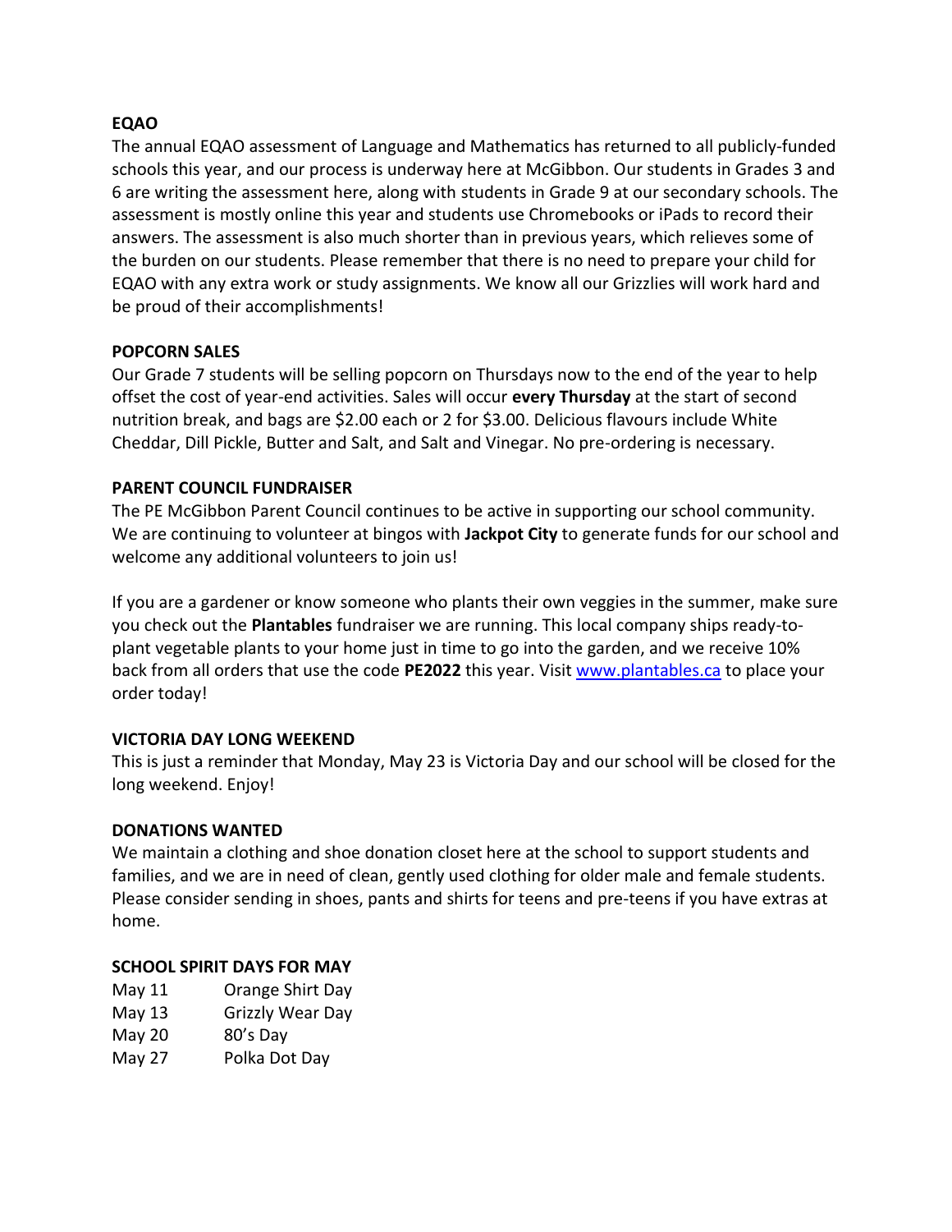## EQAO

The annual EQAO assessment of Language and Mathematics has returned to all publicly-funded schools this year, and our process is underway here at McGibbon. Our students in Grades 3 and 6 are writing the assessment here, along with students in Grade 9 at our secondary schools. The assessment is mostly online this year and students use Chromebooks or iPads to record their answers. The assessment is also much shorter than in previous years, which relieves some of the burden on our students. Please remember that there is no need to prepare your child for EQAO with any extra work or study assignments. We know all our Grizzlies will work hard and be proud of their accomplishments!

## POPCORN SALES

Our Grade 7 students will be selling popcorn on Thursdays now to the end of the year to help offset the cost of year-end activities. Sales will occur **every Thursday** at the start of second nutrition break, and bags are $2.00 each or 2 for $3.00. Delicious flavours include White Cheddar, Dill Pickle, Butter and Salt, and Salt and Vinegar. No pre-ordering is necessary.

## PARENT COUNCIL FUNDRAISER

The PE McGibbon Parent Council continues to be active in supporting our school community. We are continuing to volunteer at bingos with **Jackpot City** to generate funds for our school and welcome any additional volunteers to join us!

If you are a gardener or know someone who plants their own veggies in the summer, make sure you check out the **Plantables** fundraiser we are running. This local company ships ready-to-plant vegetable plants to your home just in time to go into the garden, and we receive 10% back from all orders that use the code **PE2022** this year. Visit [www.plantables.ca](http://www.plantables.ca) to place your order today!

## VICTORIA DAY LONG WEEKEND

This is just a reminder that Monday, May 23 is Victoria Day and our school will be closed for the long weekend. Enjoy!

## DONATIONS WANTED

We maintain a clothing and shoe donation closet here at the school to support students and families, and we are in need of clean, gently used clothing for older male and female students. Please consider sending in shoes, pants and shirts for teens and pre-teens if you have extras at home.

## SCHOOL SPIRIT DAYS FOR MAY

| | |
|---|---|
| May 11 | Orange Shirt Day |
| May 13 | Grizzly Wear Day |
| May 20 | 80's Day |
| May 27 | Polka Dot Day |